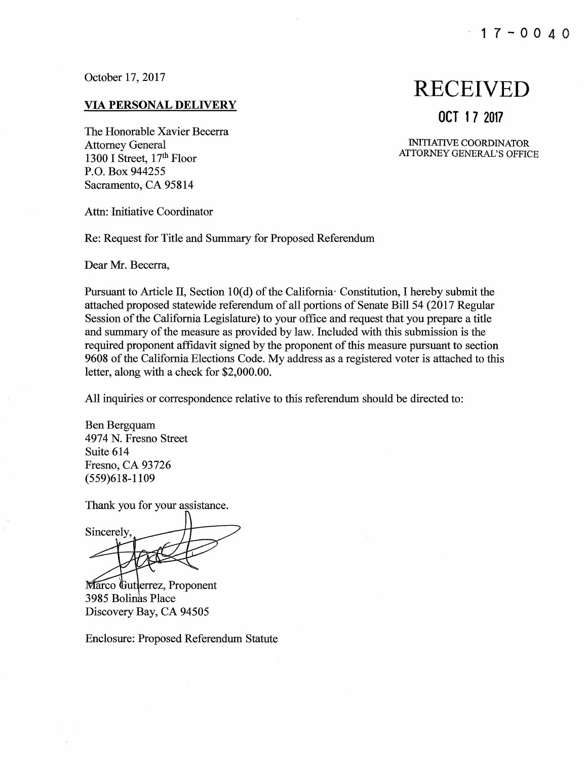17-0040

October 17, 2017

**VIA PERSONAL DELIVERY**

RECEIVED

OCT 17 2017

INITIATIVE COORDINATOR
ATTORNEY GENERAL'S OFFICE

The Honorable Xavier Becerra
Attorney General
1300 I Street, 17th Floor
P.O. Box 944255
Sacramento, CA 95814

Attn: Initiative Coordinator

Re: Request for Title and Summary for Proposed Referendum

Dear Mr. Becerra,

Pursuant to Article II, Section 10(d) of the California Constitution, I hereby submit the attached proposed statewide referendum of all portions of Senate Bill 54 (2017 Regular Session of the California Legislature) to your office and request that you prepare a title and summary of the measure as provided by law. Included with this submission is the required proponent affidavit signed by the proponent of this measure pursuant to section 9608 of the California Elections Code. My address as a registered voter is attached to this letter, along with a check for $2,000.00.

All inquiries or correspondence relative to this referendum should be directed to:

Ben Bergquam
4974 N. Fresno Street
Suite 614
Fresno, CA 93726
(559)618-1109

Thank you for your assistance.

Sincerely,

Marco Gutierrez, Proponent
3985 Bolinas Place
Discovery Bay, CA 94505

Enclosure: Proposed Referendum Statute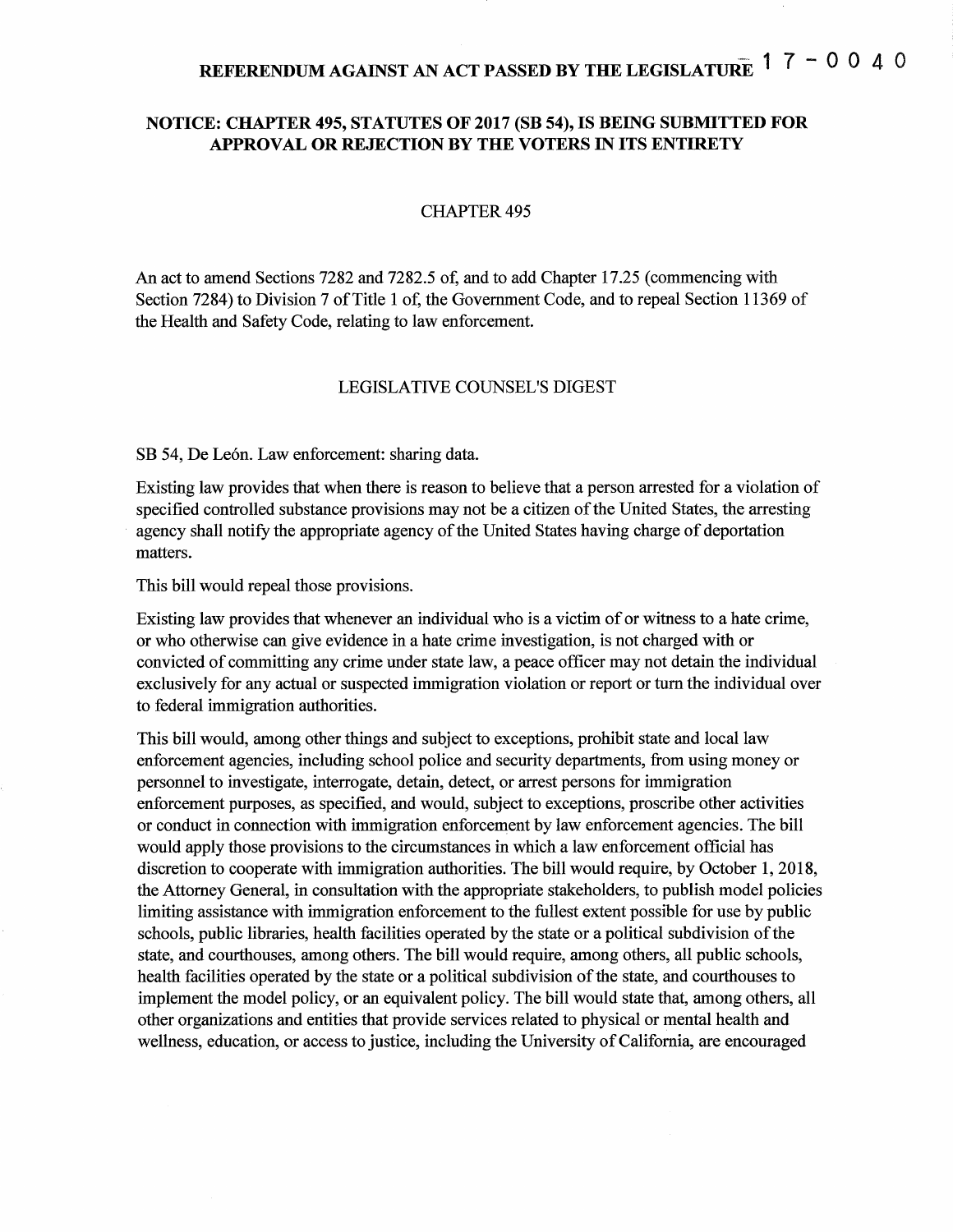# REFERENDUM AGAINST AN ACT PASSED BY THE LEGISLATURE 17-0040

## NOTICE: CHAPTER 495, STATUTES OF 2017 (SB 54), IS BEING SUBMITTED FOR APPROVAL OR REJECTION BY THE VOTERS IN ITS ENTIRETY

CHAPTER 495

An act to amend Sections 7282 and 7282.5 of, and to add Chapter 17.25 (commencing with Section 7284) to Division 7 of Title 1 of, the Government Code, and to repeal Section 11369 of the Health and Safety Code, relating to law enforcement.

LEGISLATIVE COUNSEL'S DIGEST

SB 54, De León. Law enforcement: sharing data.

Existing law provides that when there is reason to believe that a person arrested for a violation of specified controlled substance provisions may not be a citizen of the United States, the arresting agency shall notify the appropriate agency of the United States having charge of deportation matters.

This bill would repeal those provisions.

Existing law provides that whenever an individual who is a victim of or witness to a hate crime, or who otherwise can give evidence in a hate crime investigation, is not charged with or convicted of committing any crime under state law, a peace officer may not detain the individual exclusively for any actual or suspected immigration violation or report or turn the individual over to federal immigration authorities.

This bill would, among other things and subject to exceptions, prohibit state and local law enforcement agencies, including school police and security departments, from using money or personnel to investigate, interrogate, detain, detect, or arrest persons for immigration enforcement purposes, as specified, and would, subject to exceptions, proscribe other activities or conduct in connection with immigration enforcement by law enforcement agencies. The bill would apply those provisions to the circumstances in which a law enforcement official has discretion to cooperate with immigration authorities. The bill would require, by October 1, 2018, the Attorney General, in consultation with the appropriate stakeholders, to publish model policies limiting assistance with immigration enforcement to the fullest extent possible for use by public schools, public libraries, health facilities operated by the state or a political subdivision of the state, and courthouses, among others. The bill would require, among others, all public schools, health facilities operated by the state or a political subdivision of the state, and courthouses to implement the model policy, or an equivalent policy. The bill would state that, among others, all other organizations and entities that provide services related to physical or mental health and wellness, education, or access to justice, including the University of California, are encouraged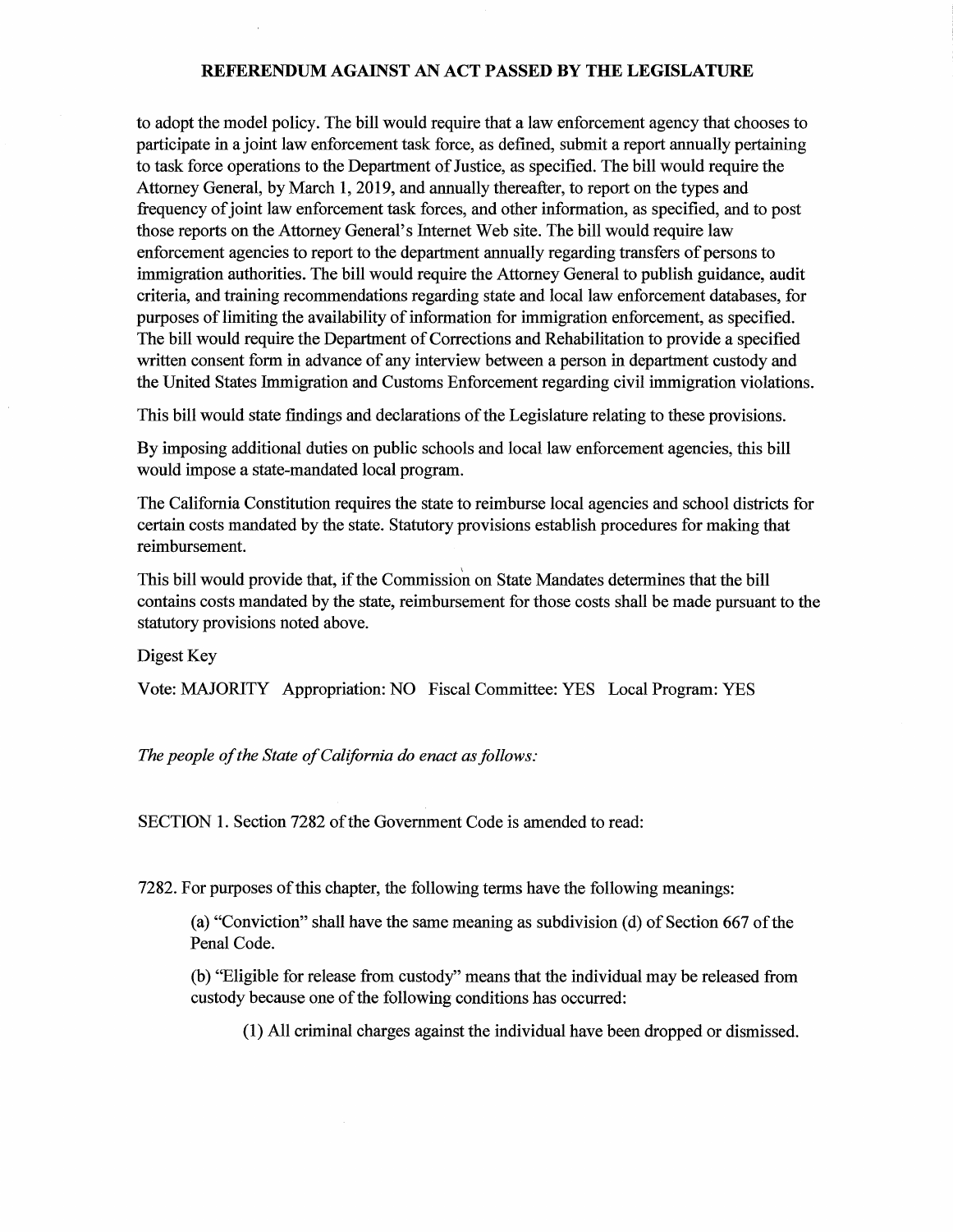to adopt the model policy. The bill would require that a law enforcement agency that chooses to participate in a joint law enforcement task force, as defined, submit a report annually pertaining to task force operations to the Department of Justice, as specified. The bill would require the Attorney General, by March 1, 2019, and annually thereafter, to report on the types and frequency of joint law enforcement task forces, and other information, as specified, and to post those reports on the Attorney General's Internet Web site. The bill would require law enforcement agencies to report to the department annually regarding transfers of persons to immigration authorities. The bill would require the Attorney General to publish guidance, audit criteria, and training recommendations regarding state and local law enforcement databases, for purposes of limiting the availability of information for immigration enforcement, as specified. The bill would require the Department of Corrections and Rehabilitation to provide a specified written consent form in advance of any interview between a person in department custody and the United States Immigration and Customs Enforcement regarding civil immigration violations.

This bill would state findings and declarations of the Legislature relating to these provisions.

By imposing additional duties on public schools and local law enforcement agencies, this bill would impose a state-mandated local program.

The California Constitution requires the state to reimburse local agencies and school districts for certain costs mandated by the state. Statutory provisions establish procedures for making that reimbursement.

This bill would provide that, if the Commission on State Mandates determines that the bill contains costs mandated by the state, reimbursement for those costs shall be made pursuant to the statutory provisions noted above.

Digest Key

Vote: MAJORITY Appropriation: NO Fiscal Committee: YES Local Program: YES

*The people of the State of California do enact as follows:*

SECTION 1. Section 7282 of the Government Code is amended to read:

7282. For purposes of this chapter, the following terms have the following meanings:

(a) "Conviction" shall have the same meaning as subdivision (d) of Section 667 of the Penal Code.

(b) "Eligible for release from custody" means that the individual may be released from custody because one of the following conditions has occurred:

(1) All criminal charges against the individual have been dropped or dismissed.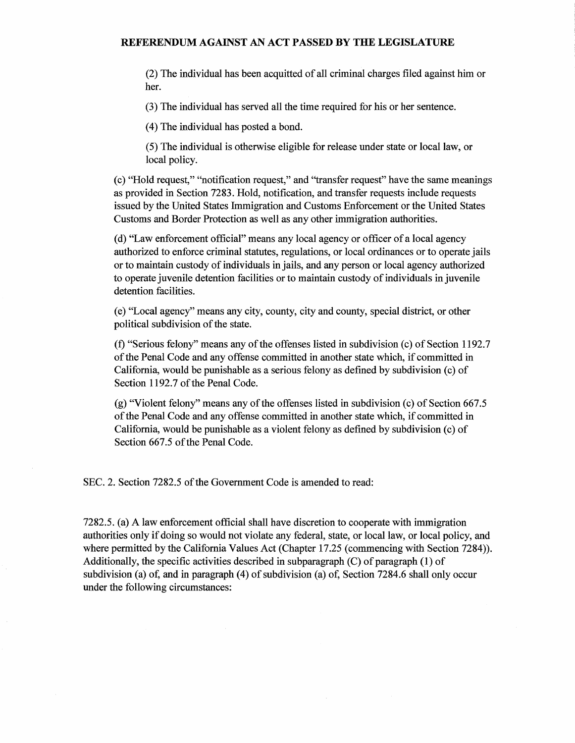(2) The individual has been acquitted of all criminal charges filed against him or her.

(3) The individual has served all the time required for his or her sentence.

(4) The individual has posted a bond.

(5) The individual is otherwise eligible for release under state or local law, or local policy.

(c) "Hold request," "notification request," and "transfer request" have the same meanings as provided in Section 7283. Hold, notification, and transfer requests include requests issued by the United States Immigration and Customs Enforcement or the United States Customs and Border Protection as well as any other immigration authorities.

(d) "Law enforcement official" means any local agency or officer of a local agency authorized to enforce criminal statutes, regulations, or local ordinances or to operate jails or to maintain custody of individuals in jails, and any person or local agency authorized to operate juvenile detention facilities or to maintain custody of individuals in juvenile detention facilities.

(e) "Local agency" means any city, county, city and county, special district, or other political subdivision of the state.

(f) "Serious felony" means any of the offenses listed in subdivision (c) of Section 1192.7 of the Penal Code and any offense committed in another state which, if committed in California, would be punishable as a serious felony as defined by subdivision (c) of Section 1192.7 of the Penal Code.

(g) "Violent felony" means any of the offenses listed in subdivision (c) of Section 667.5 of the Penal Code and any offense committed in another state which, if committed in California, would be punishable as a violent felony as defined by subdivision (c) of Section 667.5 of the Penal Code.

SEC. 2. Section 7282.5 of the Government Code is amended to read:

7282.5. (a) A law enforcement official shall have discretion to cooperate with immigration authorities only if doing so would not violate any federal, state, or local law, or local policy, and where permitted by the California Values Act (Chapter 17.25 (commencing with Section 7284)). Additionally, the specific activities described in subparagraph (C) of paragraph (1) of subdivision (a) of, and in paragraph (4) of subdivision (a) of, Section 7284.6 shall only occur under the following circumstances: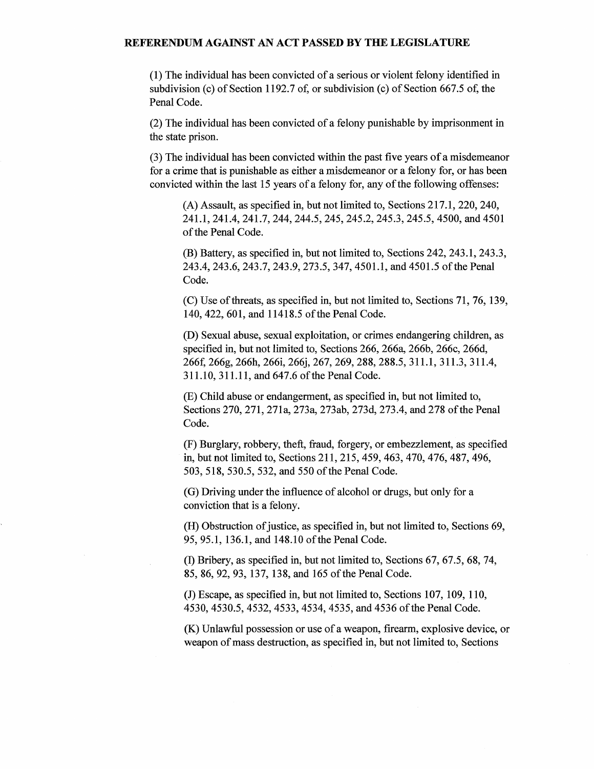**REFERENDUM AGAINST AN ACT PASSED BY THE LEGISLATURE**

(1) The individual has been convicted of a serious or violent felony identified in subdivision (c) of Section 1192.7 of, or subdivision (c) of Section 667.5 of, the Penal Code.

(2) The individual has been convicted of a felony punishable by imprisonment in the state prison.

(3) The individual has been convicted within the past five years of a misdemeanor for a crime that is punishable as either a misdemeanor or a felony for, or has been convicted within the last 15 years of a felony for, any of the following offenses:

(A) Assault, as specified in, but not limited to, Sections 217.1, 220, 240, 241.1, 241.4, 241.7, 244, 244.5, 245, 245.2, 245.3, 245.5, 4500, and 4501 of the Penal Code.

(B) Battery, as specified in, but not limited to, Sections 242, 243.1, 243.3, 243.4, 243.6, 243.7, 243.9, 273.5, 347, 4501.1, and 4501.5 of the Penal Code.

(C) Use of threats, as specified in, but not limited to, Sections 71, 76, 139, 140, 422, 601, and 11418.5 of the Penal Code.

(D) Sexual abuse, sexual exploitation, or crimes endangering children, as specified in, but not limited to, Sections 266, 266a, 266b, 266c, 266d, 266f, 266g, 266h, 266i, 266j, 267, 269, 288, 288.5, 311.1, 311.3, 311.4, 311.10, 311.11, and 647.6 of the Penal Code.

(E) Child abuse or endangerment, as specified in, but not limited to, Sections 270, 271, 271a, 273a, 273ab, 273d, 273.4, and 278 of the Penal Code.

(F) Burglary, robbery, theft, fraud, forgery, or embezzlement, as specified in, but not limited to, Sections 211, 215, 459, 463, 470, 476, 487, 496, 503, 518, 530.5, 532, and 550 of the Penal Code.

(G) Driving under the influence of alcohol or drugs, but only for a conviction that is a felony.

(H) Obstruction of justice, as specified in, but not limited to, Sections 69, 95, 95.1, 136.1, and 148.10 of the Penal Code.

(I) Bribery, as specified in, but not limited to, Sections 67, 67.5, 68, 74, 85, 86, 92, 93, 137, 138, and 165 of the Penal Code.

(J) Escape, as specified in, but not limited to, Sections 107, 109, 110, 4530, 4530.5, 4532, 4533, 4534, 4535, and 4536 of the Penal Code.

(K) Unlawful possession or use of a weapon, firearm, explosive device, or weapon of mass destruction, as specified in, but not limited to, Sections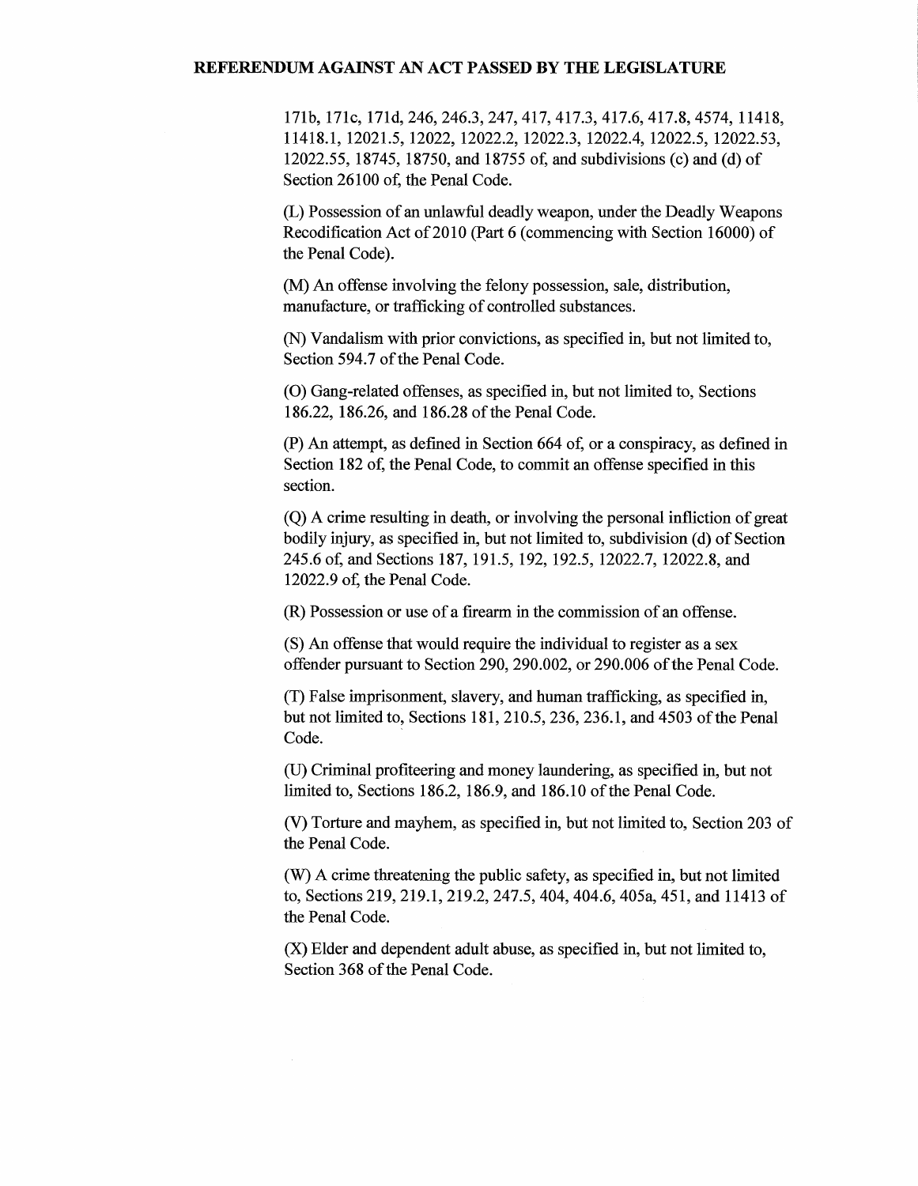171b, 171c, 171d, 246, 246.3, 247, 417, 417.3, 417.6, 417.8, 4574, 11418, 11418.1, 12021.5, 12022, 12022.2, 12022.3, 12022.4, 12022.5, 12022.53, 12022.55, 18745, 18750, and 18755 of, and subdivisions (c) and (d) of Section 26100 of, the Penal Code.

(L) Possession of an unlawful deadly weapon, under the Deadly Weapons Recodification Act of 2010 (Part 6 (commencing with Section 16000) of the Penal Code).

(M) An offense involving the felony possession, sale, distribution, manufacture, or trafficking of controlled substances.

(N) Vandalism with prior convictions, as specified in, but not limited to, Section 594.7 of the Penal Code.

(O) Gang-related offenses, as specified in, but not limited to, Sections 186.22, 186.26, and 186.28 of the Penal Code.

(P) An attempt, as defined in Section 664 of, or a conspiracy, as defined in Section 182 of, the Penal Code, to commit an offense specified in this section.

(Q) A crime resulting in death, or involving the personal infliction of great bodily injury, as specified in, but not limited to, subdivision (d) of Section 245.6 of, and Sections 187, 191.5, 192, 192.5, 12022.7, 12022.8, and 12022.9 of, the Penal Code.

(R) Possession or use of a firearm in the commission of an offense.

(S) An offense that would require the individual to register as a sex offender pursuant to Section 290, 290.002, or 290.006 of the Penal Code.

(T) False imprisonment, slavery, and human trafficking, as specified in, but not limited to, Sections 181, 210.5, 236, 236.1, and 4503 of the Penal Code.

(U) Criminal profiteering and money laundering, as specified in, but not limited to, Sections 186.2, 186.9, and 186.10 of the Penal Code.

(V) Torture and mayhem, as specified in, but not limited to, Section 203 of the Penal Code.

(W) A crime threatening the public safety, as specified in, but not limited to, Sections 219, 219.1, 219.2, 247.5, 404, 404.6, 405a, 451, and 11413 of the Penal Code.

(X) Elder and dependent adult abuse, as specified in, but not limited to, Section 368 of the Penal Code.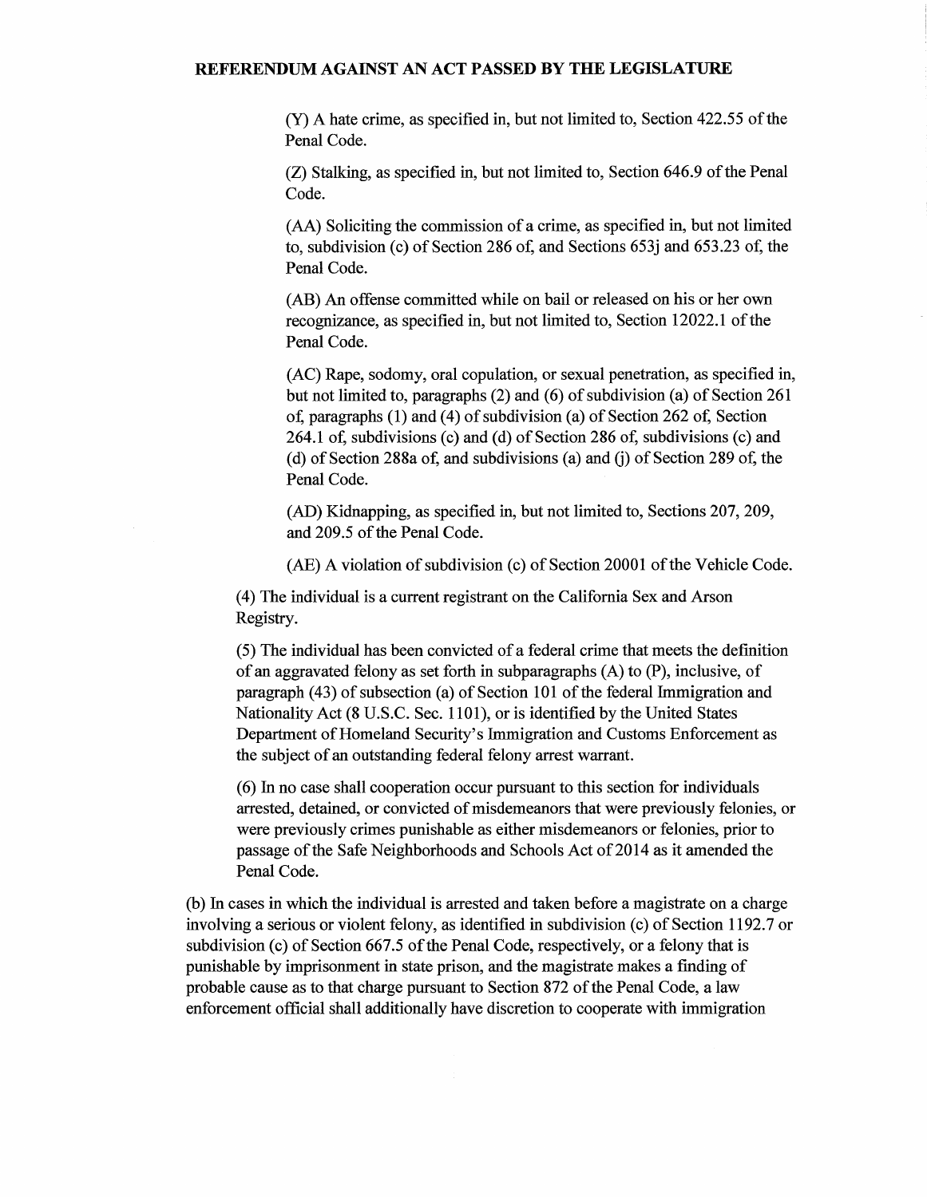**REFERENDUM AGAINST AN ACT PASSED BY THE LEGISLATURE**

(Y) A hate crime, as specified in, but not limited to, Section 422.55 of the Penal Code.

(Z) Stalking, as specified in, but not limited to, Section 646.9 of the Penal Code.

(AA) Soliciting the commission of a crime, as specified in, but not limited to, subdivision (c) of Section 286 of, and Sections 653j and 653.23 of, the Penal Code.

(AB) An offense committed while on bail or released on his or her own recognizance, as specified in, but not limited to, Section 12022.1 of the Penal Code.

(AC) Rape, sodomy, oral copulation, or sexual penetration, as specified in, but not limited to, paragraphs (2) and (6) of subdivision (a) of Section 261 of, paragraphs (1) and (4) of subdivision (a) of Section 262 of, Section 264.1 of, subdivisions (c) and (d) of Section 286 of, subdivisions (c) and (d) of Section 288a of, and subdivisions (a) and (j) of Section 289 of, the Penal Code.

(AD) Kidnapping, as specified in, but not limited to, Sections 207, 209, and 209.5 of the Penal Code.

(AE) A violation of subdivision (c) of Section 20001 of the Vehicle Code.

(4) The individual is a current registrant on the California Sex and Arson Registry.

(5) The individual has been convicted of a federal crime that meets the definition of an aggravated felony as set forth in subparagraphs (A) to (P), inclusive, of paragraph (43) of subsection (a) of Section 101 of the federal Immigration and Nationality Act (8 U.S.C. Sec. 1101), or is identified by the United States Department of Homeland Security's Immigration and Customs Enforcement as the subject of an outstanding federal felony arrest warrant.

(6) In no case shall cooperation occur pursuant to this section for individuals arrested, detained, or convicted of misdemeanors that were previously felonies, or were previously crimes punishable as either misdemeanors or felonies, prior to passage of the Safe Neighborhoods and Schools Act of 2014 as it amended the Penal Code.

(b) In cases in which the individual is arrested and taken before a magistrate on a charge involving a serious or violent felony, as identified in subdivision (c) of Section 1192.7 or subdivision (c) of Section 667.5 of the Penal Code, respectively, or a felony that is punishable by imprisonment in state prison, and the magistrate makes a finding of probable cause as to that charge pursuant to Section 872 of the Penal Code, a law enforcement official shall additionally have discretion to cooperate with immigration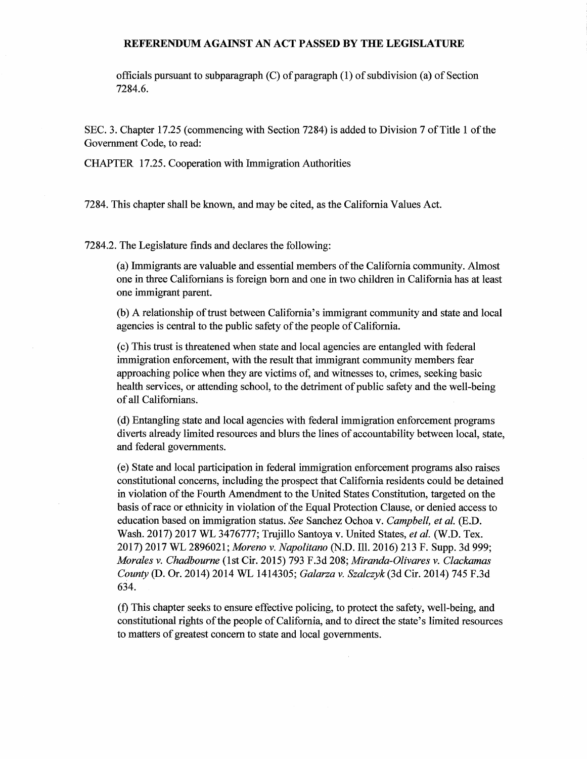officials pursuant to subparagraph (C) of paragraph (1) of subdivision (a) of Section 7284.6.

SEC. 3. Chapter 17.25 (commencing with Section 7284) is added to Division 7 of Title 1 of the Government Code, to read:

CHAPTER 17.25. Cooperation with Immigration Authorities

7284. This chapter shall be known, and may be cited, as the California Values Act.

7284.2. The Legislature finds and declares the following:

(a) Immigrants are valuable and essential members of the California community. Almost one in three Californians is foreign born and one in two children in California has at least one immigrant parent.

(b) A relationship of trust between California's immigrant community and state and local agencies is central to the public safety of the people of California.

(c) This trust is threatened when state and local agencies are entangled with federal immigration enforcement, with the result that immigrant community members fear approaching police when they are victims of, and witnesses to, crimes, seeking basic health services, or attending school, to the detriment of public safety and the well-being of all Californians.

(d) Entangling state and local agencies with federal immigration enforcement programs diverts already limited resources and blurs the lines of accountability between local, state, and federal governments.

(e) State and local participation in federal immigration enforcement programs also raises constitutional concerns, including the prospect that California residents could be detained in violation of the Fourth Amendment to the United States Constitution, targeted on the basis of race or ethnicity in violation of the Equal Protection Clause, or denied access to education based on immigration status. *See* Sanchez Ochoa v. *Campbell, et al.* (E.D. Wash. 2017) 2017 WL 3476777; Trujillo Santoya v. United States, *et al.* (W.D. Tex. 2017) 2017 WL 2896021; *Moreno v. Napolitano* (N.D. Ill. 2016) 213 F. Supp. 3d 999; *Morales v. Chadbourne* (1st Cir. 2015) 793 F.3d 208; *Miranda-Olivares v. Clackamas County* (D. Or. 2014) 2014 WL 1414305; *Galarza v. Szalczyk* (3d Cir. 2014) 745 F.3d 634.

(f) This chapter seeks to ensure effective policing, to protect the safety, well-being, and constitutional rights of the people of California, and to direct the state's limited resources to matters of greatest concern to state and local governments.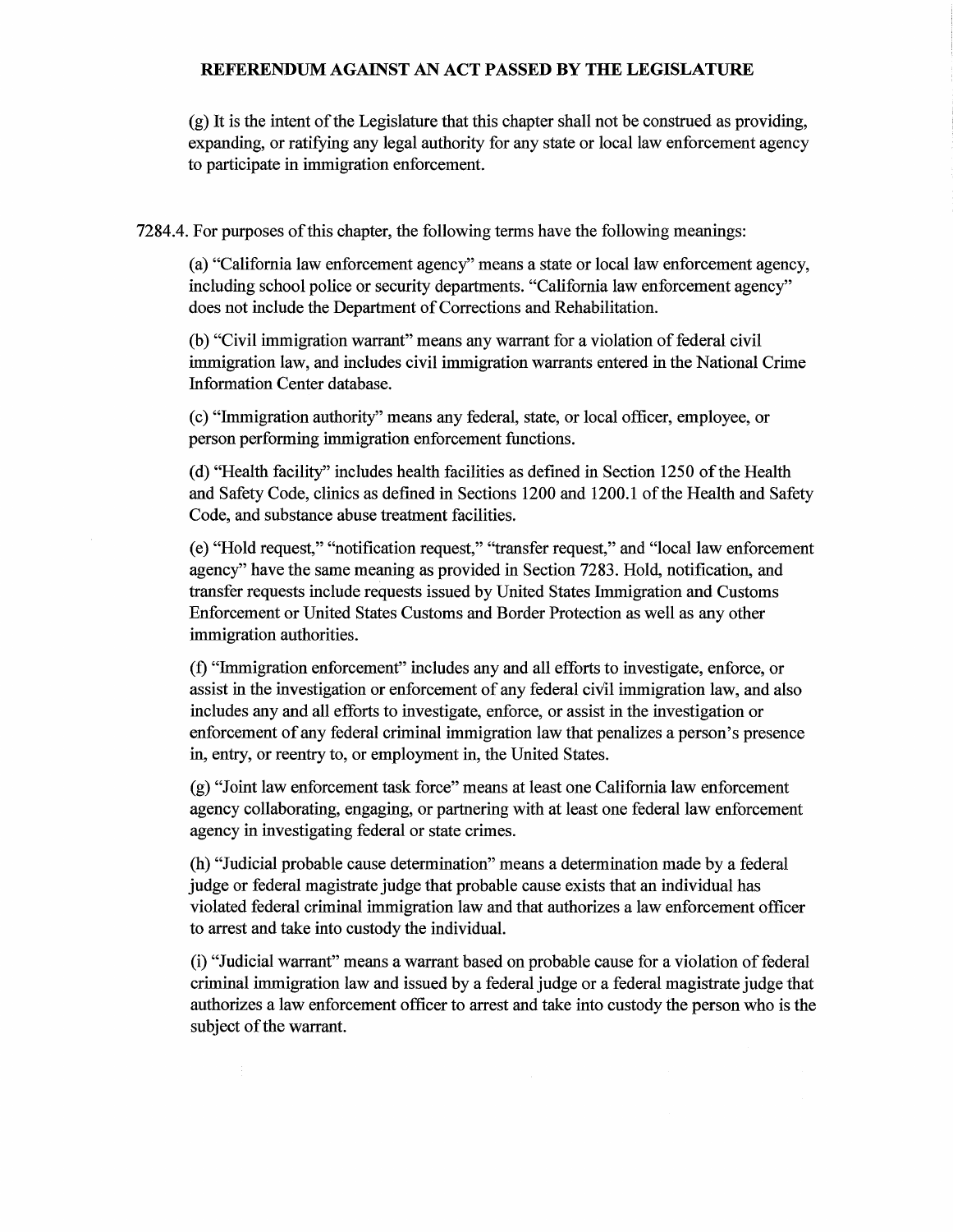# REFERENDUM AGAINST AN ACT PASSED BY THE LEGISLATURE

(g) It is the intent of the Legislature that this chapter shall not be construed as providing, expanding, or ratifying any legal authority for any state or local law enforcement agency to participate in immigration enforcement.

7284.4. For purposes of this chapter, the following terms have the following meanings:

(a) "California law enforcement agency" means a state or local law enforcement agency, including school police or security departments. "California law enforcement agency" does not include the Department of Corrections and Rehabilitation.

(b) "Civil immigration warrant" means any warrant for a violation of federal civil immigration law, and includes civil immigration warrants entered in the National Crime Information Center database.

(c) "Immigration authority" means any federal, state, or local officer, employee, or person performing immigration enforcement functions.

(d) "Health facility" includes health facilities as defined in Section 1250 of the Health and Safety Code, clinics as defined in Sections 1200 and 1200.1 of the Health and Safety Code, and substance abuse treatment facilities.

(e) "Hold request," "notification request," "transfer request," and "local law enforcement agency" have the same meaning as provided in Section 7283. Hold, notification, and transfer requests include requests issued by United States Immigration and Customs Enforcement or United States Customs and Border Protection as well as any other immigration authorities.

(f) "Immigration enforcement" includes any and all efforts to investigate, enforce, or assist in the investigation or enforcement of any federal civil immigration law, and also includes any and all efforts to investigate, enforce, or assist in the investigation or enforcement of any federal criminal immigration law that penalizes a person's presence in, entry, or reentry to, or employment in, the United States.

(g) "Joint law enforcement task force" means at least one California law enforcement agency collaborating, engaging, or partnering with at least one federal law enforcement agency in investigating federal or state crimes.

(h) "Judicial probable cause determination" means a determination made by a federal judge or federal magistrate judge that probable cause exists that an individual has violated federal criminal immigration law and that authorizes a law enforcement officer to arrest and take into custody the individual.

(i) "Judicial warrant" means a warrant based on probable cause for a violation of federal criminal immigration law and issued by a federal judge or a federal magistrate judge that authorizes a law enforcement officer to arrest and take into custody the person who is the subject of the warrant.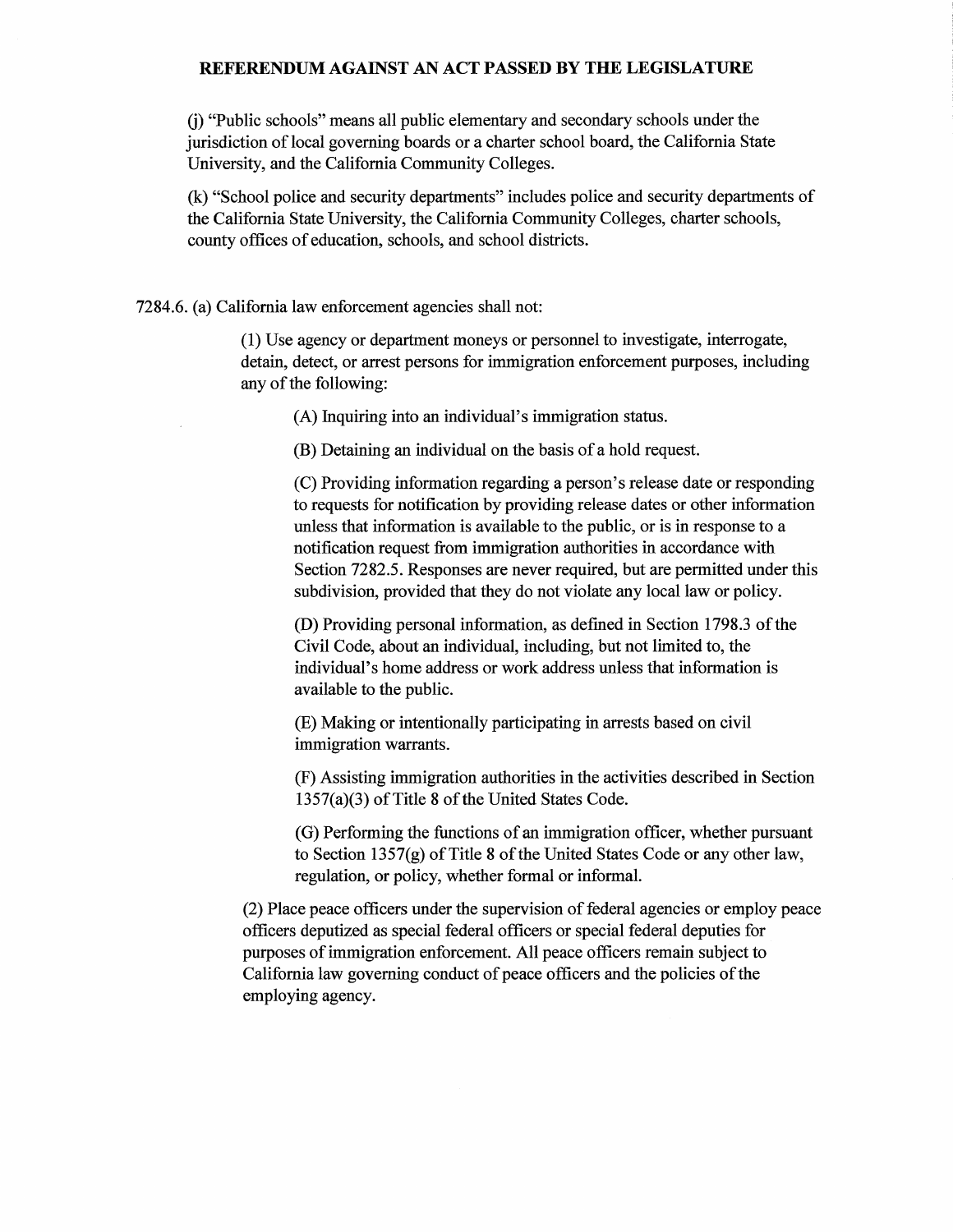(j) "Public schools" means all public elementary and secondary schools under the jurisdiction of local governing boards or a charter school board, the California State University, and the California Community Colleges.

(k) "School police and security departments" includes police and security departments of the California State University, the California Community Colleges, charter schools, county offices of education, schools, and school districts.

7284.6. (a) California law enforcement agencies shall not:

(1) Use agency or department moneys or personnel to investigate, interrogate, detain, detect, or arrest persons for immigration enforcement purposes, including any of the following:

(A) Inquiring into an individual's immigration status.

(B) Detaining an individual on the basis of a hold request.

(C) Providing information regarding a person's release date or responding to requests for notification by providing release dates or other information unless that information is available to the public, or is in response to a notification request from immigration authorities in accordance with Section 7282.5. Responses are never required, but are permitted under this subdivision, provided that they do not violate any local law or policy.

(D) Providing personal information, as defined in Section 1798.3 of the Civil Code, about an individual, including, but not limited to, the individual's home address or work address unless that information is available to the public.

(E) Making or intentionally participating in arrests based on civil immigration warrants.

(F) Assisting immigration authorities in the activities described in Section 1357(a)(3) of Title 8 of the United States Code.

(G) Performing the functions of an immigration officer, whether pursuant to Section 1357(g) of Title 8 of the United States Code or any other law, regulation, or policy, whether formal or informal.

(2) Place peace officers under the supervision of federal agencies or employ peace officers deputized as special federal officers or special federal deputies for purposes of immigration enforcement. All peace officers remain subject to California law governing conduct of peace officers and the policies of the employing agency.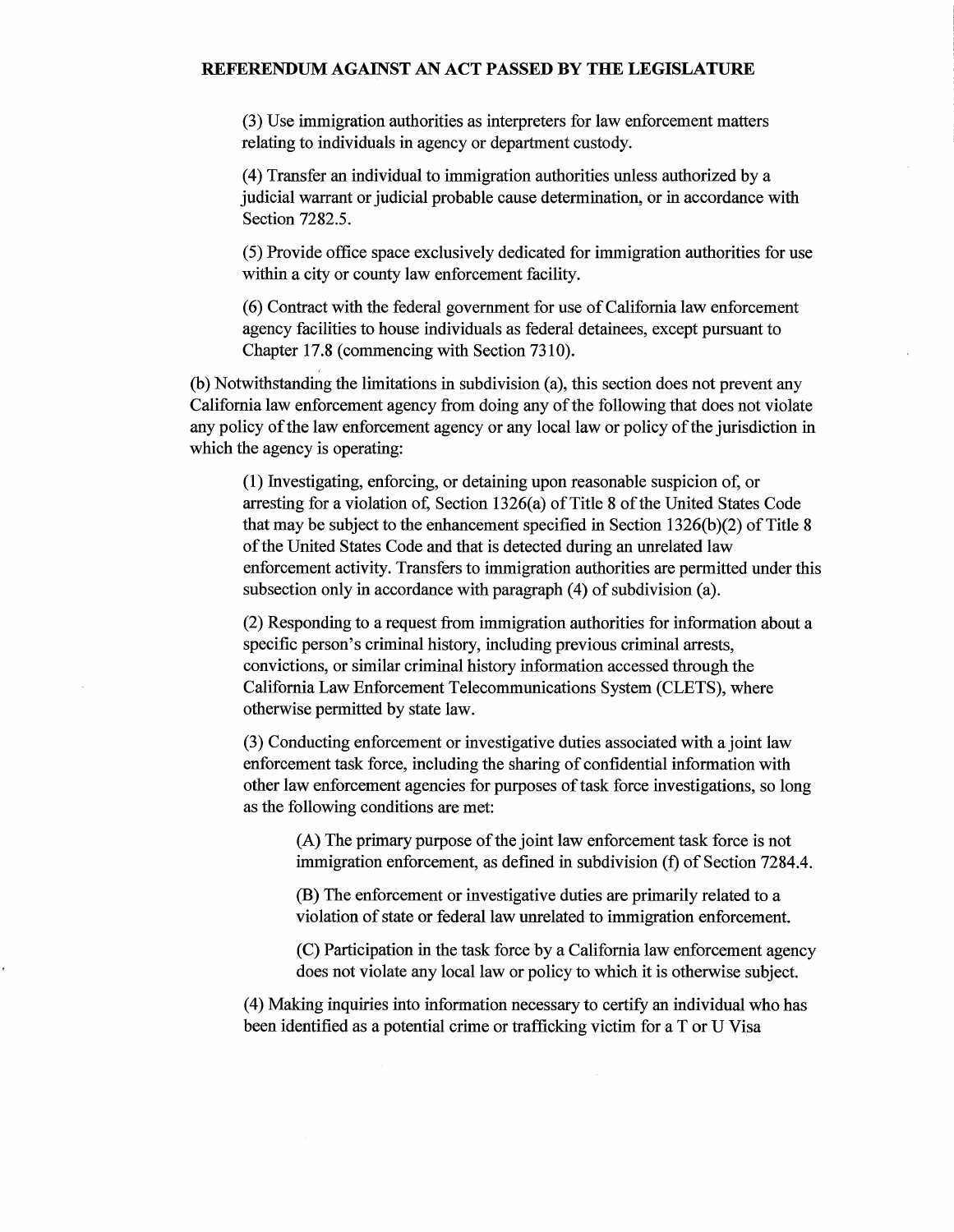(3) Use immigration authorities as interpreters for law enforcement matters relating to individuals in agency or department custody.

(4) Transfer an individual to immigration authorities unless authorized by a judicial warrant or judicial probable cause determination, or in accordance with Section 7282.5.

(5) Provide office space exclusively dedicated for immigration authorities for use within a city or county law enforcement facility.

(6) Contract with the federal government for use of California law enforcement agency facilities to house individuals as federal detainees, except pursuant to Chapter 17.8 (commencing with Section 7310).

(b) Notwithstanding the limitations in subdivision (a), this section does not prevent any California law enforcement agency from doing any of the following that does not violate any policy of the law enforcement agency or any local law or policy of the jurisdiction in which the agency is operating:

(1) Investigating, enforcing, or detaining upon reasonable suspicion of, or arresting for a violation of, Section 1326(a) of Title 8 of the United States Code that may be subject to the enhancement specified in Section 1326(b)(2) of Title 8 of the United States Code and that is detected during an unrelated law enforcement activity. Transfers to immigration authorities are permitted under this subsection only in accordance with paragraph (4) of subdivision (a).

(2) Responding to a request from immigration authorities for information about a specific person's criminal history, including previous criminal arrests, convictions, or similar criminal history information accessed through the California Law Enforcement Telecommunications System (CLETS), where otherwise permitted by state law.

(3) Conducting enforcement or investigative duties associated with a joint law enforcement task force, including the sharing of confidential information with other law enforcement agencies for purposes of task force investigations, so long as the following conditions are met:

(A) The primary purpose of the joint law enforcement task force is not immigration enforcement, as defined in subdivision (f) of Section 7284.4.

(B) The enforcement or investigative duties are primarily related to a violation of state or federal law unrelated to immigration enforcement.

(C) Participation in the task force by a California law enforcement agency does not violate any local law or policy to which it is otherwise subject.

(4) Making inquiries into information necessary to certify an individual who has been identified as a potential crime or trafficking victim for a T or U Visa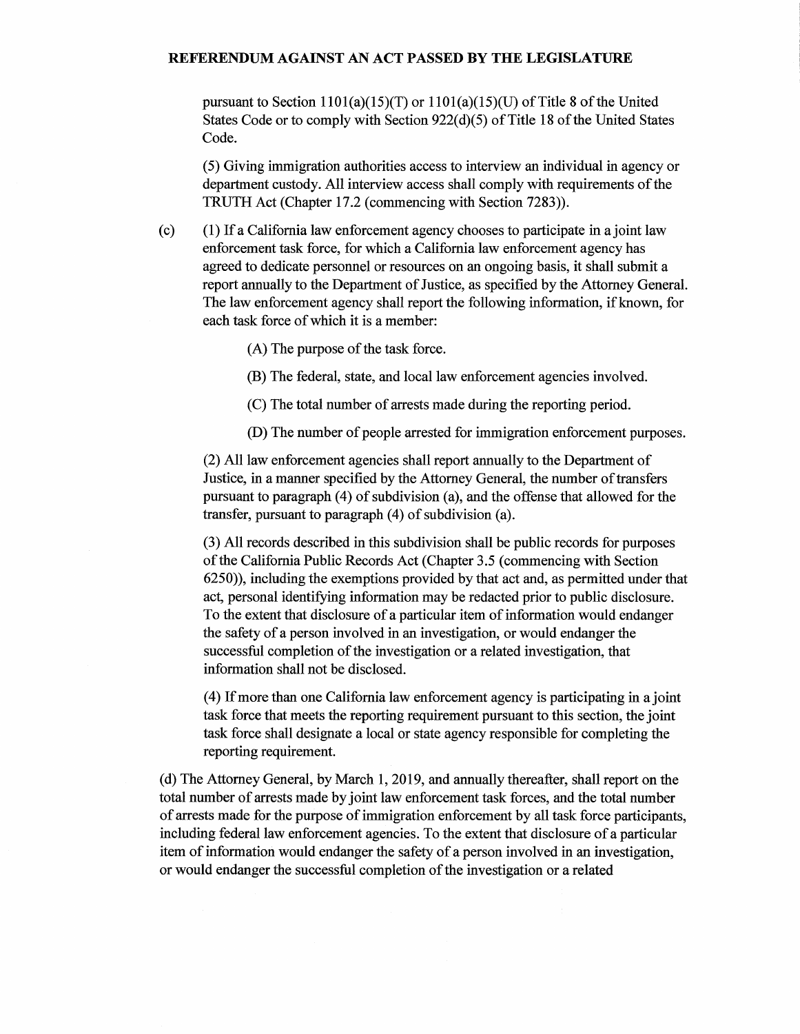pursuant to Section 1101(a)(15)(T) or 1101(a)(15)(U) of Title 8 of the United States Code or to comply with Section 922(d)(5) of Title 18 of the United States Code.

(5) Giving immigration authorities access to interview an individual in agency or department custody. All interview access shall comply with requirements of the TRUTH Act (Chapter 17.2 (commencing with Section 7283)).

(c) (1) If a California law enforcement agency chooses to participate in a joint law enforcement task force, for which a California law enforcement agency has agreed to dedicate personnel or resources on an ongoing basis, it shall submit a report annually to the Department of Justice, as specified by the Attorney General. The law enforcement agency shall report the following information, if known, for each task force of which it is a member:

(A) The purpose of the task force.

(B) The federal, state, and local law enforcement agencies involved.

(C) The total number of arrests made during the reporting period.

(D) The number of people arrested for immigration enforcement purposes.

(2) All law enforcement agencies shall report annually to the Department of Justice, in a manner specified by the Attorney General, the number of transfers pursuant to paragraph (4) of subdivision (a), and the offense that allowed for the transfer, pursuant to paragraph (4) of subdivision (a).

(3) All records described in this subdivision shall be public records for purposes of the California Public Records Act (Chapter 3.5 (commencing with Section 6250)), including the exemptions provided by that act and, as permitted under that act, personal identifying information may be redacted prior to public disclosure. To the extent that disclosure of a particular item of information would endanger the safety of a person involved in an investigation, or would endanger the successful completion of the investigation or a related investigation, that information shall not be disclosed.

(4) If more than one California law enforcement agency is participating in a joint task force that meets the reporting requirement pursuant to this section, the joint task force shall designate a local or state agency responsible for completing the reporting requirement.

(d) The Attorney General, by March 1, 2019, and annually thereafter, shall report on the total number of arrests made by joint law enforcement task forces, and the total number of arrests made for the purpose of immigration enforcement by all task force participants, including federal law enforcement agencies. To the extent that disclosure of a particular item of information would endanger the safety of a person involved in an investigation, or would endanger the successful completion of the investigation or a related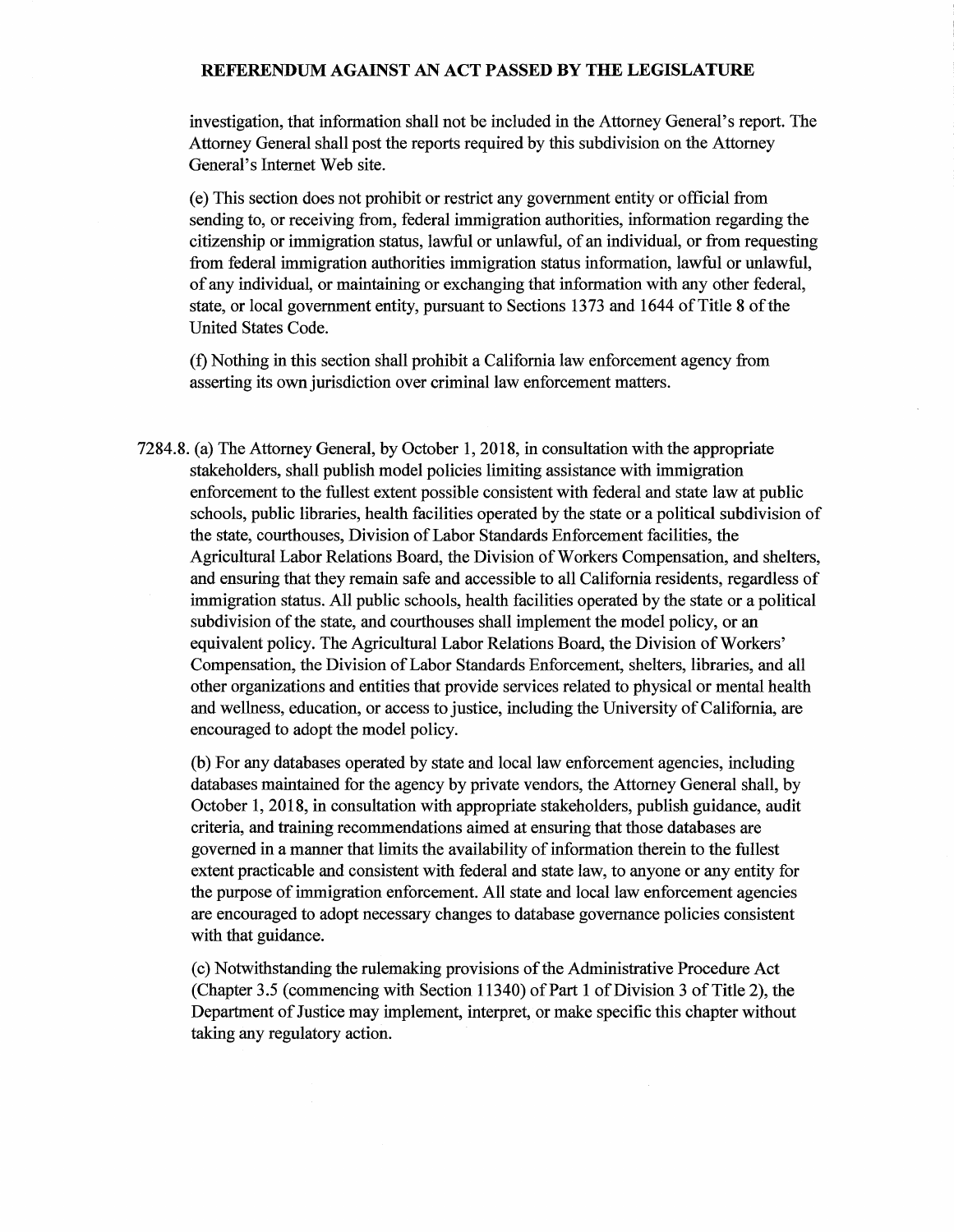investigation, that information shall not be included in the Attorney General's report. The Attorney General shall post the reports required by this subdivision on the Attorney General's Internet Web site.

(e) This section does not prohibit or restrict any government entity or official from sending to, or receiving from, federal immigration authorities, information regarding the citizenship or immigration status, lawful or unlawful, of an individual, or from requesting from federal immigration authorities immigration status information, lawful or unlawful, of any individual, or maintaining or exchanging that information with any other federal, state, or local government entity, pursuant to Sections 1373 and 1644 of Title 8 of the United States Code.

(f) Nothing in this section shall prohibit a California law enforcement agency from asserting its own jurisdiction over criminal law enforcement matters.

7284.8. (a) The Attorney General, by October 1, 2018, in consultation with the appropriate stakeholders, shall publish model policies limiting assistance with immigration enforcement to the fullest extent possible consistent with federal and state law at public schools, public libraries, health facilities operated by the state or a political subdivision of the state, courthouses, Division of Labor Standards Enforcement facilities, the Agricultural Labor Relations Board, the Division of Workers Compensation, and shelters, and ensuring that they remain safe and accessible to all California residents, regardless of immigration status. All public schools, health facilities operated by the state or a political subdivision of the state, and courthouses shall implement the model policy, or an equivalent policy. The Agricultural Labor Relations Board, the Division of Workers' Compensation, the Division of Labor Standards Enforcement, shelters, libraries, and all other organizations and entities that provide services related to physical or mental health and wellness, education, or access to justice, including the University of California, are encouraged to adopt the model policy.

(b) For any databases operated by state and local law enforcement agencies, including databases maintained for the agency by private vendors, the Attorney General shall, by October 1, 2018, in consultation with appropriate stakeholders, publish guidance, audit criteria, and training recommendations aimed at ensuring that those databases are governed in a manner that limits the availability of information therein to the fullest extent practicable and consistent with federal and state law, to anyone or any entity for the purpose of immigration enforcement. All state and local law enforcement agencies are encouraged to adopt necessary changes to database governance policies consistent with that guidance.

(c) Notwithstanding the rulemaking provisions of the Administrative Procedure Act (Chapter 3.5 (commencing with Section 11340) of Part 1 of Division 3 of Title 2), the Department of Justice may implement, interpret, or make specific this chapter without taking any regulatory action.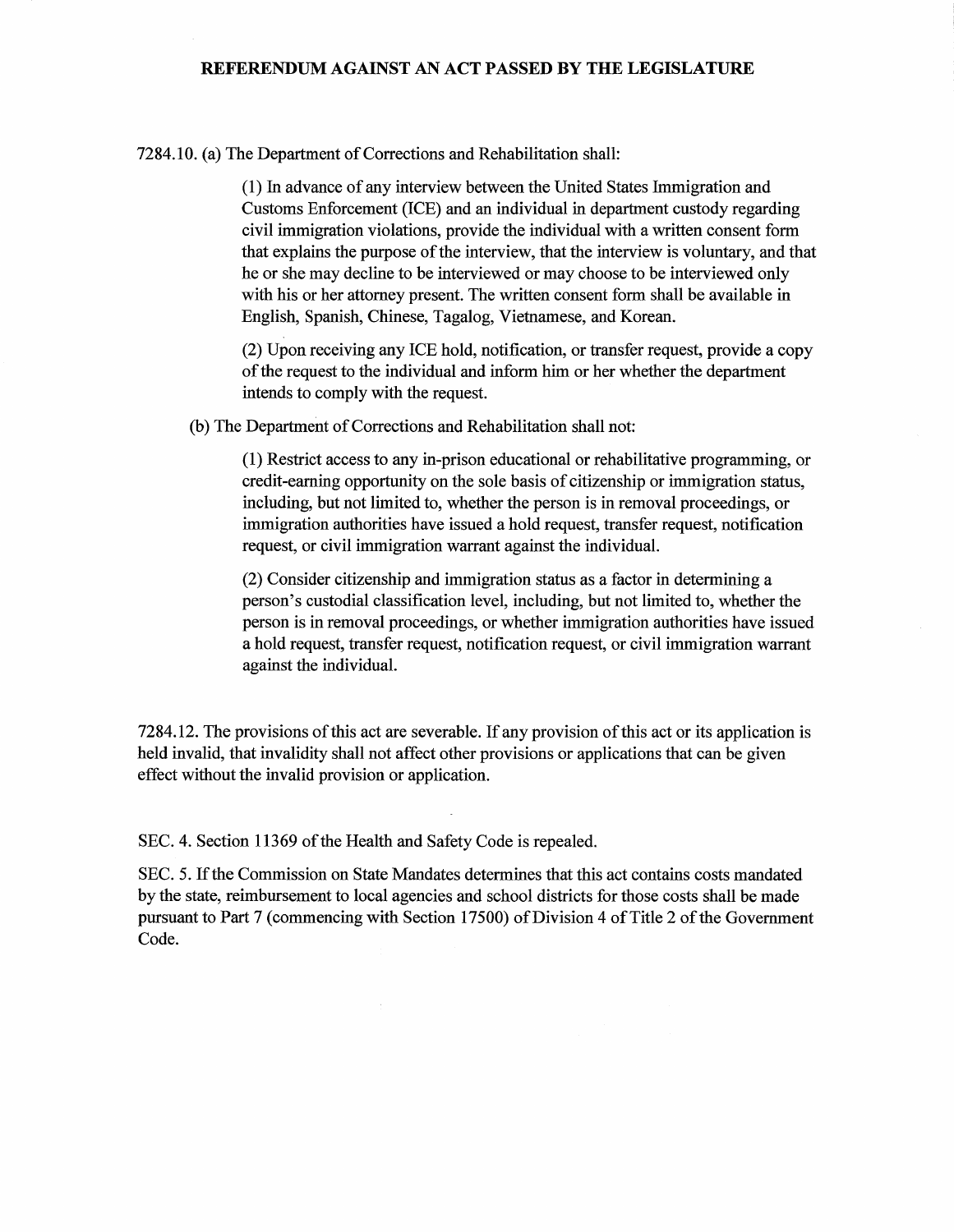**REFERENDUM AGAINST AN ACT PASSED BY THE LEGISLATURE**

7284.10. (a) The Department of Corrections and Rehabilitation shall:

(1) In advance of any interview between the United States Immigration and Customs Enforcement (ICE) and an individual in department custody regarding civil immigration violations, provide the individual with a written consent form that explains the purpose of the interview, that the interview is voluntary, and that he or she may decline to be interviewed or may choose to be interviewed only with his or her attorney present. The written consent form shall be available in English, Spanish, Chinese, Tagalog, Vietnamese, and Korean.

(2) Upon receiving any ICE hold, notification, or transfer request, provide a copy of the request to the individual and inform him or her whether the department intends to comply with the request.

(b) The Department of Corrections and Rehabilitation shall not:

(1) Restrict access to any in-prison educational or rehabilitative programming, or credit-earning opportunity on the sole basis of citizenship or immigration status, including, but not limited to, whether the person is in removal proceedings, or immigration authorities have issued a hold request, transfer request, notification request, or civil immigration warrant against the individual.

(2) Consider citizenship and immigration status as a factor in determining a person's custodial classification level, including, but not limited to, whether the person is in removal proceedings, or whether immigration authorities have issued a hold request, transfer request, notification request, or civil immigration warrant against the individual.

7284.12. The provisions of this act are severable. If any provision of this act or its application is held invalid, that invalidity shall not affect other provisions or applications that can be given effect without the invalid provision or application.

SEC. 4. Section 11369 of the Health and Safety Code is repealed.

SEC. 5. If the Commission on State Mandates determines that this act contains costs mandated by the state, reimbursement to local agencies and school districts for those costs shall be made pursuant to Part 7 (commencing with Section 17500) of Division 4 of Title 2 of the Government Code.